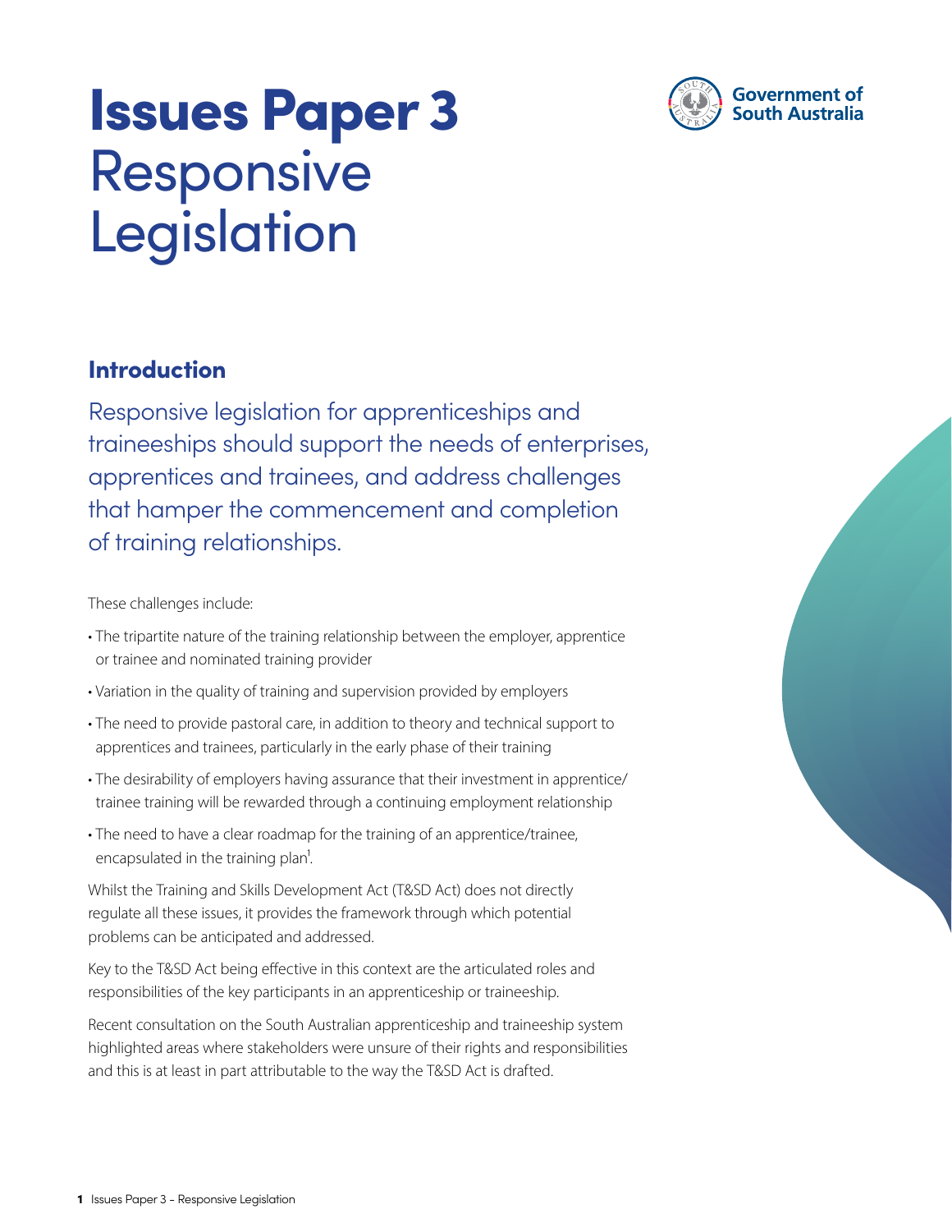# Issues Paper 3 Responsive Legislation

Government of South Australia

## Introduction

Responsive legislation for apprenticeships and traineeships should support the needs of enterprises, apprentices and trainees, and address challenges that hamper the commencement and completion of training relationships.

These challenges include:

- The tripartite nature of the training relationship between the employer, apprentice or trainee and nominated training provider
- Variation in the quality of training and supervision provided by employers
- The need to provide pastoral care, in addition to theory and technical support to apprentices and trainees, particularly in the early phase of their training
- The desirability of employers having assurance that their investment in apprentice/trainee training will be rewarded through a continuing employment relationship
- The need to have a clear roadmap for the training of an apprentice/trainee, encapsulated in the training plan[1].

Whilst the Training and Skills Development Act (T&SD Act) does not directly regulate all these issues, it provides the framework through which potential problems can be anticipated and addressed.

Key to the T&SD Act being effective in this context are the articulated roles and responsibilities of the key participants in an apprenticeship or traineeship.

Recent consultation on the South Australian apprenticeship and traineeship system highlighted areas where stakeholders were unsure of their rights and responsibilities and this is at least in part attributable to the way the T&SD Act is drafted.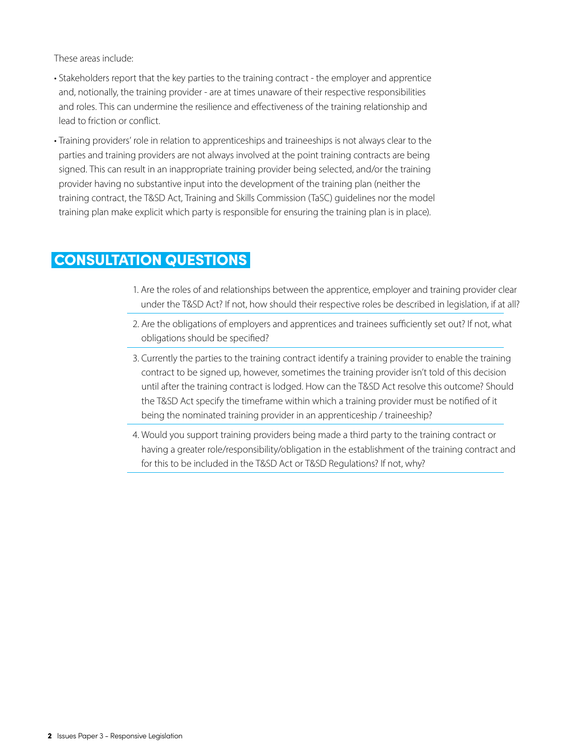These areas include:

- Stakeholders report that the key parties to the training contract - the employer and apprentice and, notionally, the training provider - are at times unaware of their respective responsibilities and roles. This can undermine the resilience and effectiveness of the training relationship and lead to friction or conflict.
- Training providers' role in relation to apprenticeships and traineeships is not always clear to the parties and training providers are not always involved at the point training contracts are being signed. This can result in an inappropriate training provider being selected, and/or the training provider having no substantive input into the development of the training plan (neither the training contract, the T&SD Act, Training and Skills Commission (TaSC) guidelines nor the model training plan make explicit which party is responsible for ensuring the training plan is in place).

## CONSULTATION QUESTIONS

1. Are the roles of and relationships between the apprentice, employer and training provider clear under the T&SD Act? If not, how should their respective roles be described in legislation, if at all?
2. Are the obligations of employers and apprentices and trainees sufficiently set out? If not, what obligations should be specified?
3. Currently the parties to the training contract identify a training provider to enable the training contract to be signed up, however, sometimes the training provider isn't told of this decision until after the training contract is lodged. How can the T&SD Act resolve this outcome? Should the T&SD Act specify the timeframe within which a training provider must be notified of it being the nominated training provider in an apprenticeship / traineeship?
4. Would you support training providers being made a third party to the training contract or having a greater role/responsibility/obligation in the establishment of the training contract and for this to be included in the T&SD Act or T&SD Regulations? If not, why?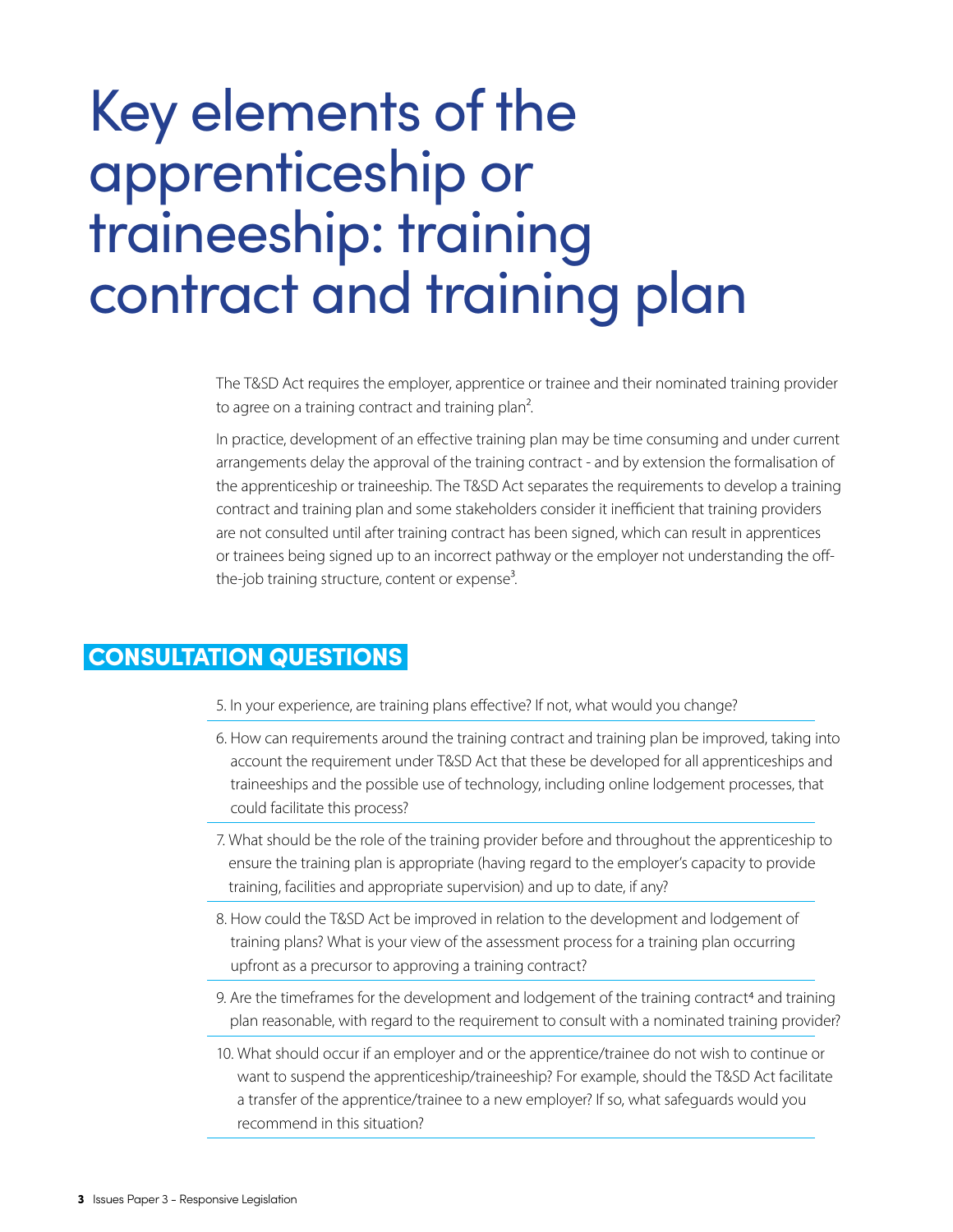# Key elements of the apprenticeship or traineeship: training contract and training plan

The T&SD Act requires the employer, apprentice or trainee and their nominated training provider to agree on a training contract and training plan[2].

In practice, development of an effective training plan may be time consuming and under current arrangements delay the approval of the training contract - and by extension the formalisation of the apprenticeship or traineeship. The T&SD Act separates the requirements to develop a training contract and training plan and some stakeholders consider it inefficient that training providers are not consulted until after training contract has been signed, which can result in apprentices or trainees being signed up to an incorrect pathway or the employer not understanding the off-the-job training structure, content or expense[3].

## CONSULTATION QUESTIONS

5. In your experience, are training plans effective? If not, what would you change?
6. How can requirements around the training contract and training plan be improved, taking into account the requirement under T&SD Act that these be developed for all apprenticeships and traineeships and the possible use of technology, including online lodgement processes, that could facilitate this process?
7. What should be the role of the training provider before and throughout the apprenticeship to ensure the training plan is appropriate (having regard to the employer's capacity to provide training, facilities and appropriate supervision) and up to date, if any?
8. How could the T&SD Act be improved in relation to the development and lodgement of training plans? What is your view of the assessment process for a training plan occurring upfront as a precursor to approving a training contract?
9. Are the timeframes for the development and lodgement of the training contract[4] and training plan reasonable, with regard to the requirement to consult with a nominated training provider?
10. What should occur if an employer and or the apprentice/trainee do not wish to continue or want to suspend the apprenticeship/traineeship? For example, should the T&SD Act facilitate a transfer of the apprentice/trainee to a new employer? If so, what safeguards would you recommend in this situation?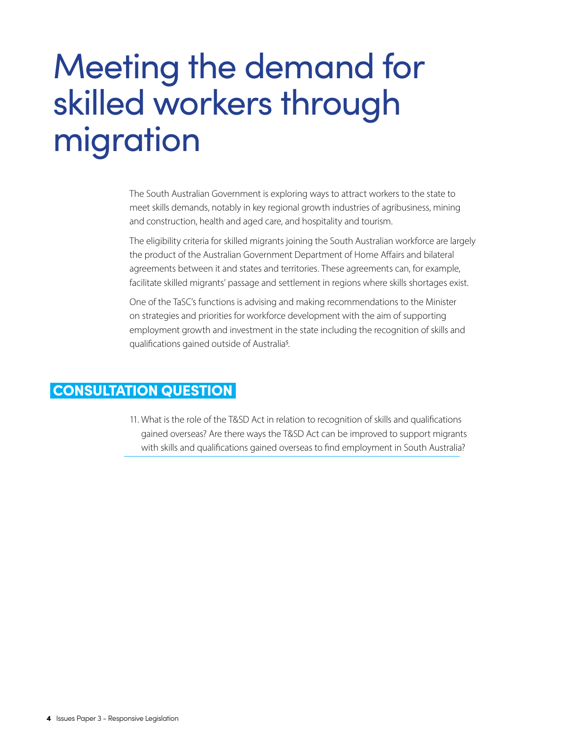# Meeting the demand for skilled workers through migration

The South Australian Government is exploring ways to attract workers to the state to meet skills demands, notably in key regional growth industries of agribusiness, mining and construction, health and aged care, and hospitality and tourism.

The eligibility criteria for skilled migrants joining the South Australian workforce are largely the product of the Australian Government Department of Home Affairs and bilateral agreements between it and states and territories. These agreements can, for example, facilitate skilled migrants' passage and settlement in regions where skills shortages exist.

One of the TaSC's functions is advising and making recommendations to the Minister on strategies and priorities for workforce development with the aim of supporting employment growth and investment in the state including the recognition of skills and qualifications gained outside of Australia[5].

## CONSULTATION QUESTION

11. What is the role of the T&SD Act in relation to recognition of skills and qualifications gained overseas? Are there ways the T&SD Act can be improved to support migrants with skills and qualifications gained overseas to find employment in South Australia?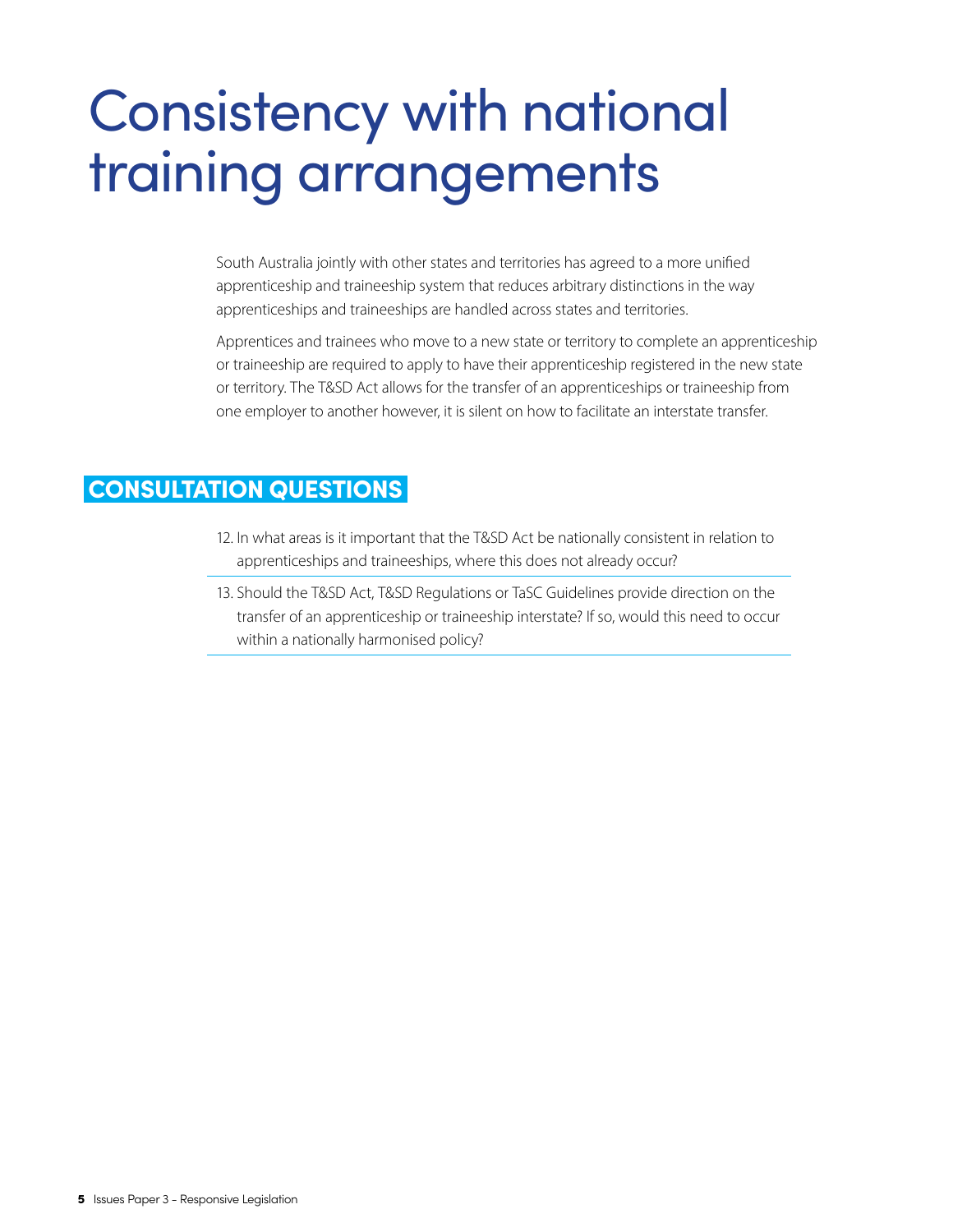# Consistency with national training arrangements

South Australia jointly with other states and territories has agreed to a more unified apprenticeship and traineeship system that reduces arbitrary distinctions in the way apprenticeships and traineeships are handled across states and territories.

Apprentices and trainees who move to a new state or territory to complete an apprenticeship or traineeship are required to apply to have their apprenticeship registered in the new state or territory. The T&SD Act allows for the transfer of an apprenticeships or traineeship from one employer to another however, it is silent on how to facilitate an interstate transfer.

## CONSULTATION QUESTIONS

12. In what areas is it important that the T&SD Act be nationally consistent in relation to apprenticeships and traineeships, where this does not already occur?
13. Should the T&SD Act, T&SD Regulations or TaSC Guidelines provide direction on the transfer of an apprenticeship or traineeship interstate? If so, would this need to occur within a nationally harmonised policy?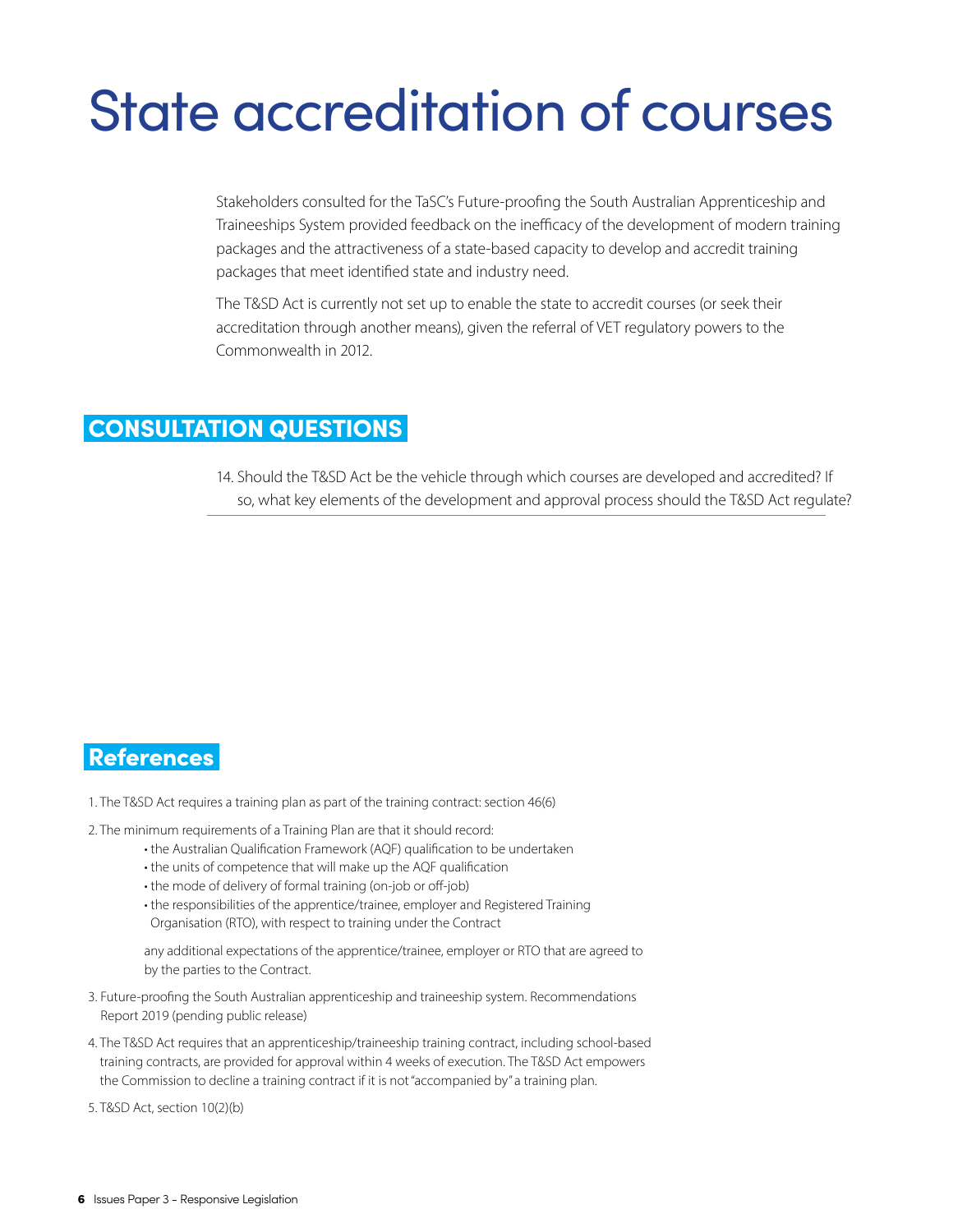# State accreditation of courses

Stakeholders consulted for the TaSC's Future-proofing the South Australian Apprenticeship and Traineeships System provided feedback on the inefficacy of the development of modern training packages and the attractiveness of a state-based capacity to develop and accredit training packages that meet identified state and industry need.

The T&SD Act is currently not set up to enable the state to accredit courses (or seek their accreditation through another means), given the referral of VET regulatory powers to the Commonwealth in 2012.

## CONSULTATION QUESTIONS

14. Should the T&SD Act be the vehicle through which courses are developed and accredited? If so, what key elements of the development and approval process should the T&SD Act regulate?

## References

1. The T&SD Act requires a training plan as part of the training contract: section 46(6)
2. The minimum requirements of a Training Plan are that it should record:
   - the Australian Qualification Framework (AQF) qualification to be undertaken
   - the units of competence that will make up the AQF qualification
   - the mode of delivery of formal training (on-job or off-job)
   - the responsibilities of the apprentice/trainee, employer and Registered Training Organisation (RTO), with respect to training under the Contract

   any additional expectations of the apprentice/trainee, employer or RTO that are agreed to by the parties to the Contract.
3. Future-proofing the South Australian apprenticeship and traineeship system. Recommendations Report 2019 (pending public release)
4. The T&SD Act requires that an apprenticeship/traineeship training contract, including school-based training contracts, are provided for approval within 4 weeks of execution. The T&SD Act empowers the Commission to decline a training contract if it is not "accompanied by" a training plan.
5. T&SD Act, section 10(2)(b)